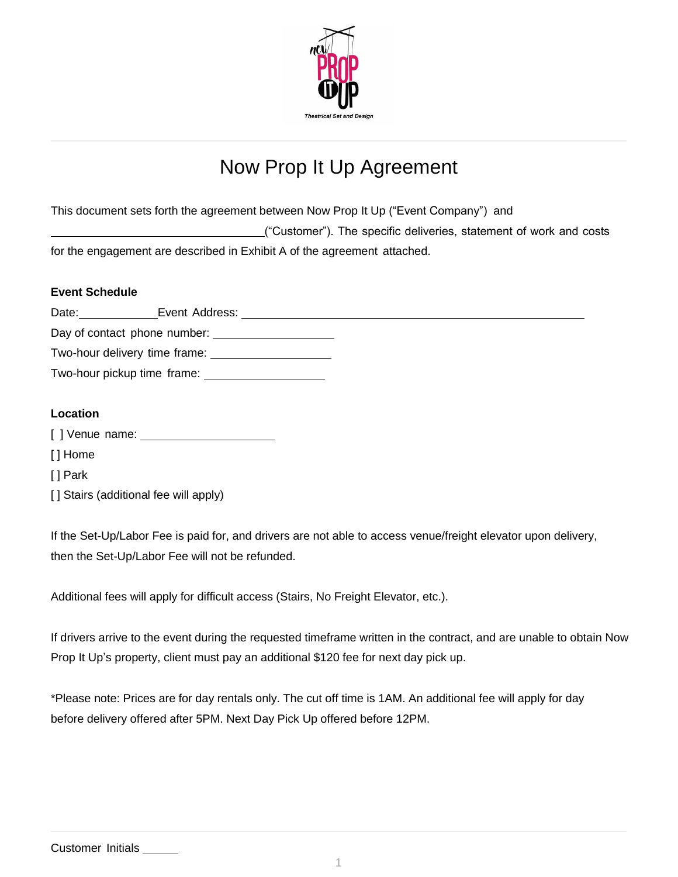# Now Prop It Up Agreement

This document sets forth the agreement between Now Prop It Up ("Event Company") and ______________________________("Customer"). The specific deliveries, statement of work and costs for the engagement are described in Exhibit A of the agreement attached.

**Event Schedule**

Date: ____________ Event Address: ______________________________________________________

Day of contact phone number: ____________________

Two-hour delivery time frame: ____________________

Two-hour pickup time frame: ____________________

**Location**

[ ] Venue name: ______________________

[ ] Home

[ ] Park

[ ] Stairs (additional fee will apply)

If the Set-Up/Labor Fee is paid for, and drivers are not able to access venue/freight elevator upon delivery, then the Set-Up/Labor Fee will not be refunded.

Additional fees will apply for difficult access (Stairs, No Freight Elevator, etc.).

If drivers arrive to the event during the requested timeframe written in the contract, and are unable to obtain Now Prop It Up's property, client must pay an additional $120 fee for next day pick up.

*Please note: Prices are for day rentals only. The cut off time is 1AM. An additional fee will apply for day before delivery offered after 5PM. Next Day Pick Up offered before 12PM.

Customer Initials _____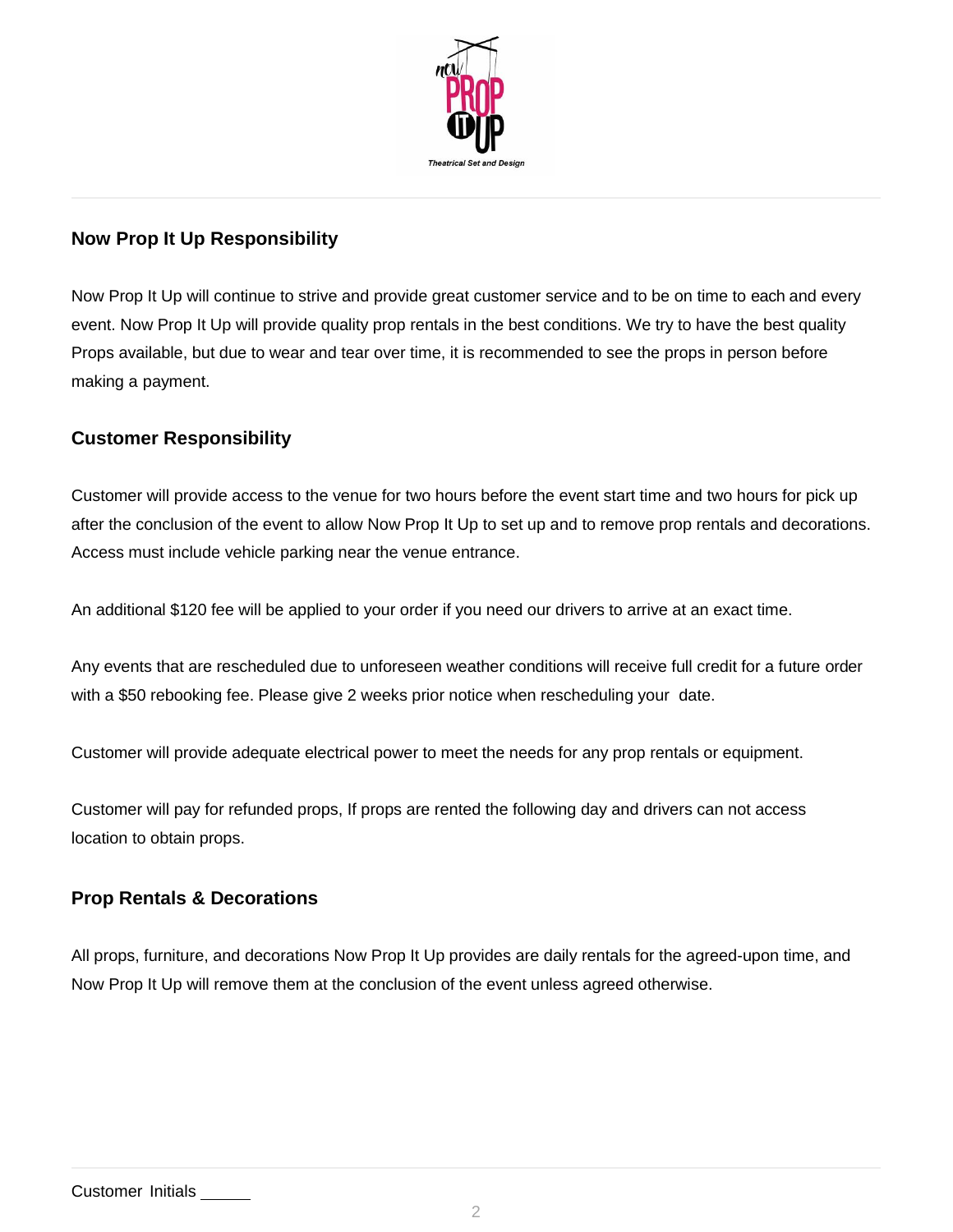## Now Prop It Up Responsibility

Now Prop It Up will continue to strive and provide great customer service and to be on time to each and every event. Now Prop It Up will provide quality prop rentals in the best conditions. We try to have the best quality Props available, but due to wear and tear over time, it is recommended to see the props in person before making a payment.

## Customer Responsibility

Customer will provide access to the venue for two hours before the event start time and two hours for pick up after the conclusion of the event to allow Now Prop It Up to set up and to remove prop rentals and decorations. Access must include vehicle parking near the venue entrance.

An additional $120 fee will be applied to your order if you need our drivers to arrive at an exact time.

Any events that are rescheduled due to unforeseen weather conditions will receive full credit for a future order with a $50 rebooking fee. Please give 2 weeks prior notice when rescheduling your date.

Customer will provide adequate electrical power to meet the needs for any prop rentals or equipment.

Customer will pay for refunded props, If props are rented the following day and drivers can not access location to obtain props.

## Prop Rentals & Decorations

All props, furniture, and decorations Now Prop It Up provides are daily rentals for the agreed-upon time, and Now Prop It Up will remove them at the conclusion of the event unless agreed otherwise.

Customer Initials ______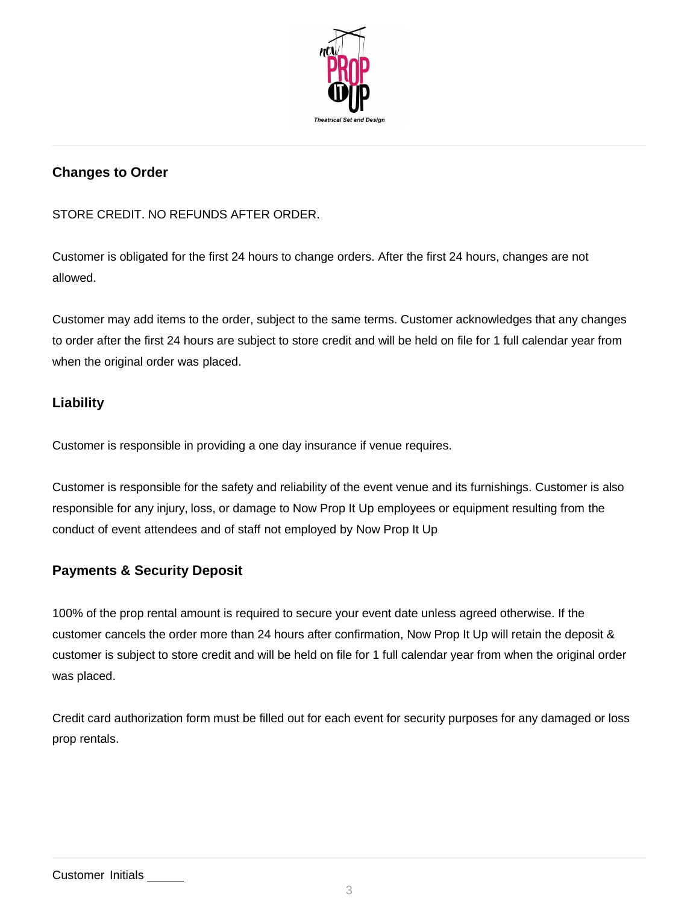## Changes to Order

STORE CREDIT. NO REFUNDS AFTER ORDER.

Customer is obligated for the first 24 hours to change orders. After the first 24 hours, changes are not allowed.

Customer may add items to the order, subject to the same terms. Customer acknowledges that any changes to order after the first 24 hours are subject to store credit and will be held on file for 1 full calendar year from when the original order was placed.

## Liability

Customer is responsible in providing a one day insurance if venue requires.

Customer is responsible for the safety and reliability of the event venue and its furnishings. Customer is also responsible for any injury, loss, or damage to Now Prop It Up employees or equipment resulting from the conduct of event attendees and of staff not employed by Now Prop It Up

## Payments & Security Deposit

100% of the prop rental amount is required to secure your event date unless agreed otherwise. If the customer cancels the order more than 24 hours after confirmation, Now Prop It Up will retain the deposit & customer is subject to store credit and will be held on file for 1 full calendar year from when the original order was placed.

Credit card authorization form must be filled out for each event for security purposes for any damaged or loss prop rentals.

Customer Initials ______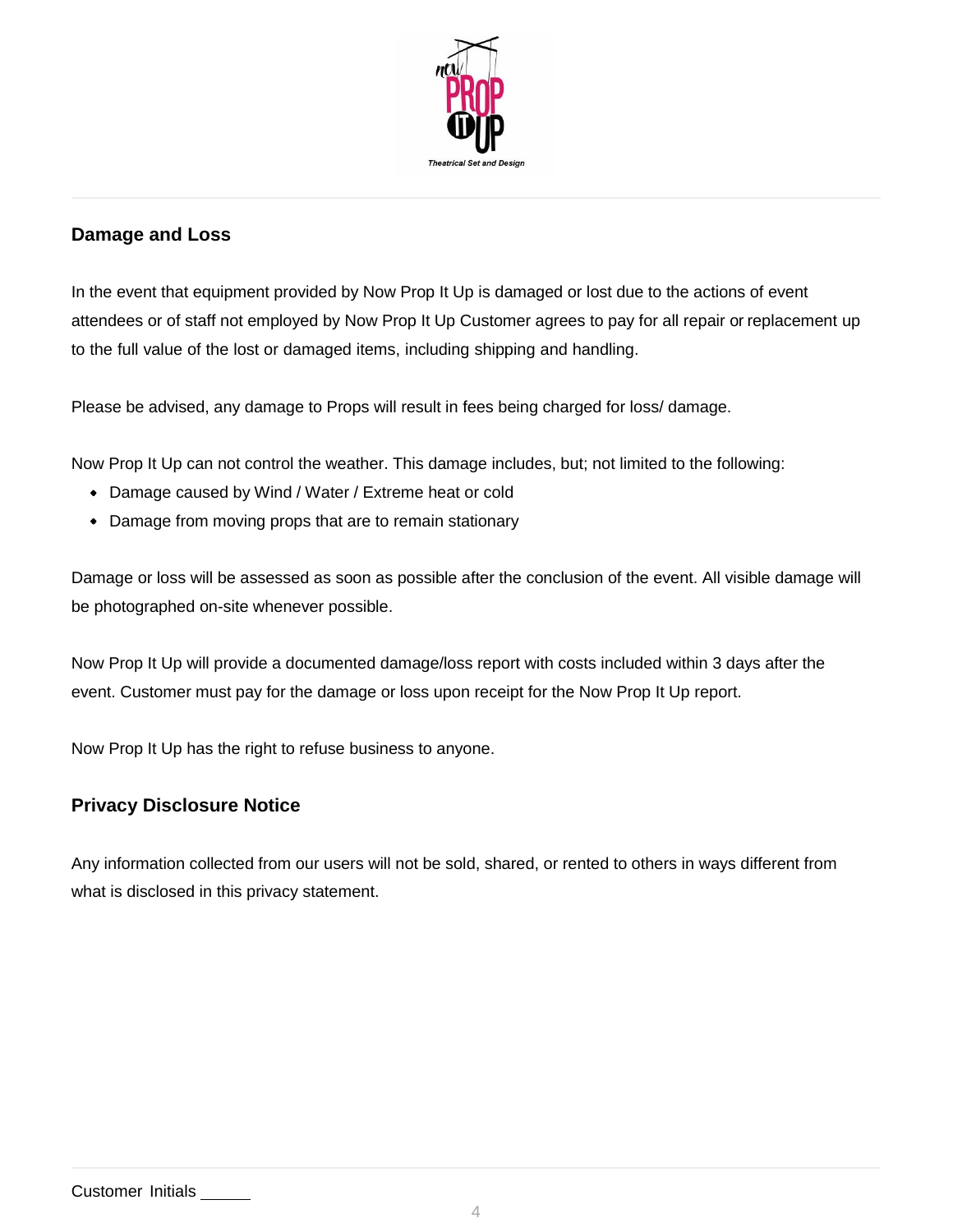## Damage and Loss

In the event that equipment provided by Now Prop It Up is damaged or lost due to the actions of event attendees or of staff not employed by Now Prop It Up Customer agrees to pay for all repair or replacement up to the full value of the lost or damaged items, including shipping and handling.

Please be advised, any damage to Props will result in fees being charged for loss/ damage.

Now Prop It Up can not control the weather. This damage includes, but; not limited to the following:

- Damage caused by Wind / Water / Extreme heat or cold
- Damage from moving props that are to remain stationary

Damage or loss will be assessed as soon as possible after the conclusion of the event. All visible damage will be photographed on-site whenever possible.

Now Prop It Up will provide a documented damage/loss report with costs included within 3 days after the event. Customer must pay for the damage or loss upon receipt for the Now Prop It Up report.

Now Prop It Up has the right to refuse business to anyone.

## Privacy Disclosure Notice

Any information collected from our users will not be sold, shared, or rented to others in ways different from what is disclosed in this privacy statement.

Customer Initials ______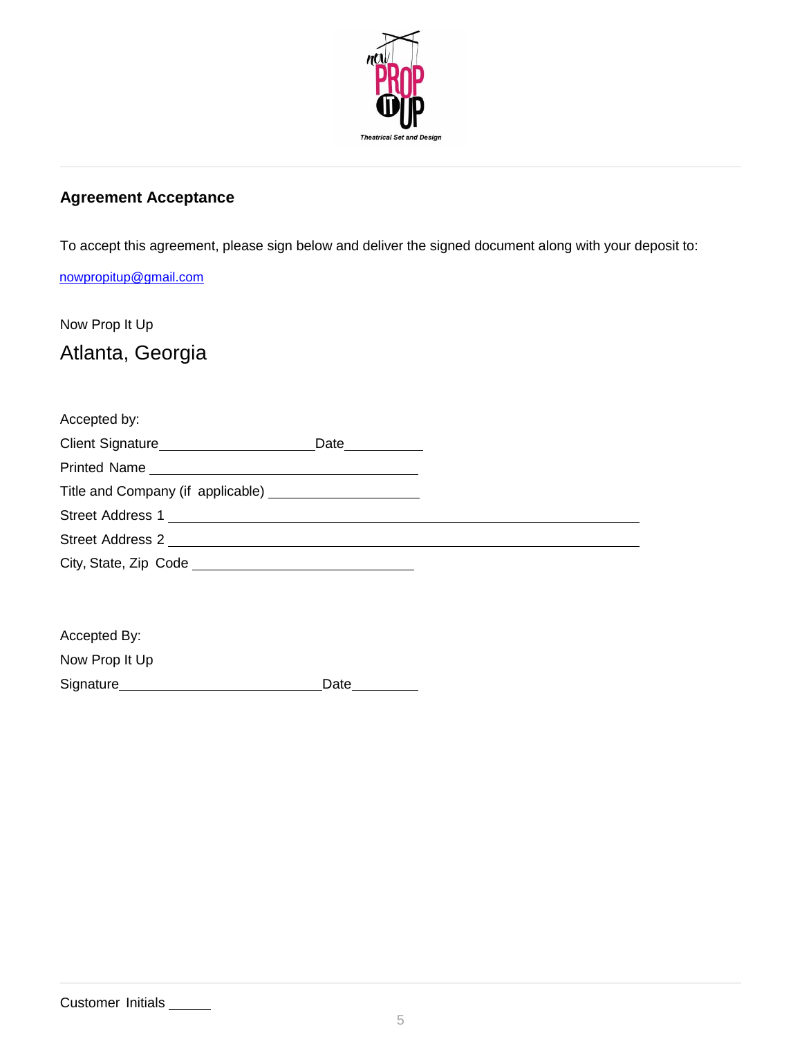## Agreement Acceptance

To accept this agreement, please sign below and deliver the signed document along with your deposit to:

nowpropitup@gmail.com

Now Prop It Up

Atlanta, Georgia

Accepted by:

Client Signature____________________Date__________

Printed Name ___________________________________

Title and Company (if applicable) ___________________

Street Address 1 ______________________________________________________________

Street Address 2 ______________________________________________________________

City, State, Zip Code _____________________________

Accepted By:

Now Prop It Up

Signature__________________________Date_________

Customer Initials _____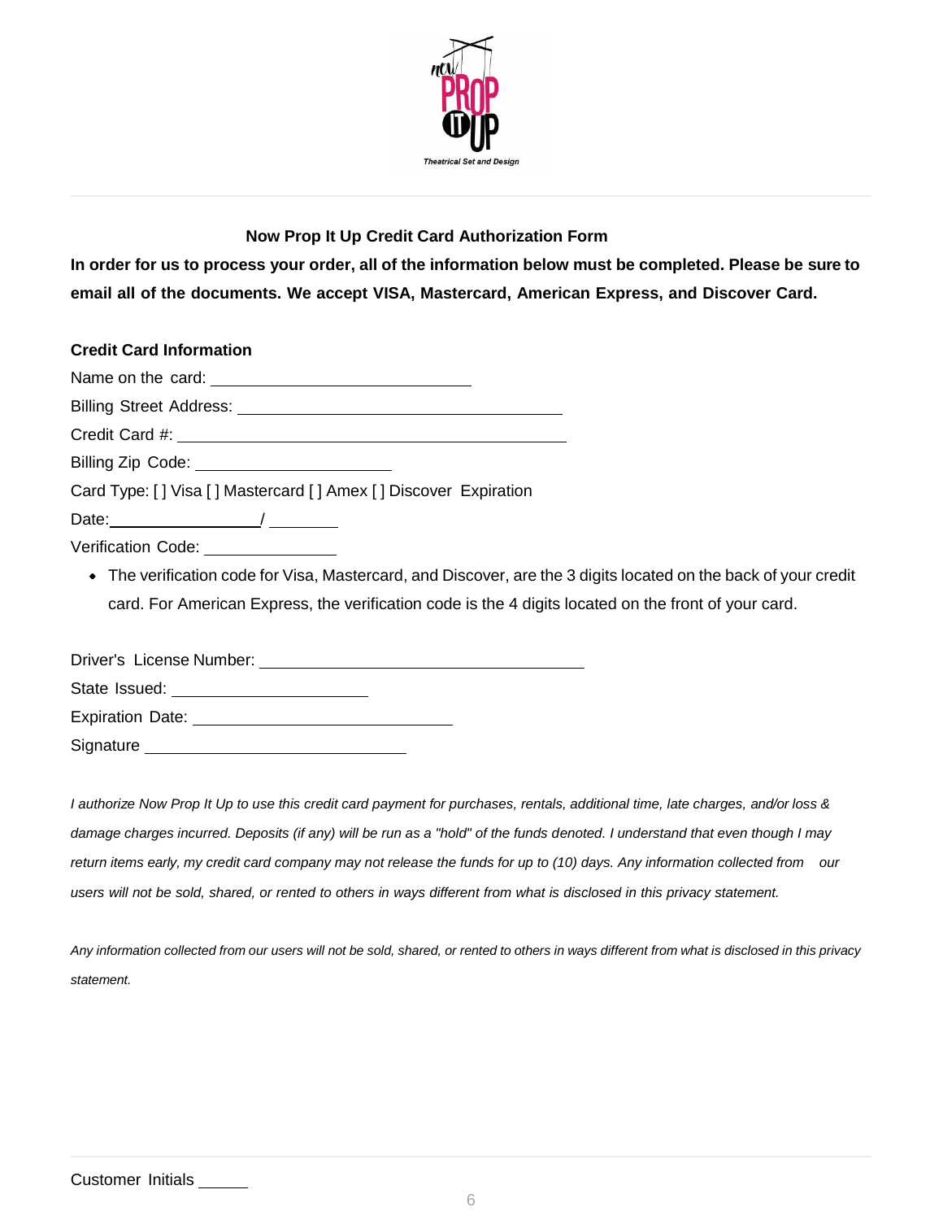**Now Prop It Up Credit Card Authorization Form**

**In order for us to process your order, all of the information below must be completed. Please be sure to email all of the documents. We accept VISA, Mastercard, American Express, and Discover Card.**

**Credit Card Information**

Name on the card: ______________________________

Billing Street Address: ______________________________________

Credit Card #: ___________________________________________

Billing Zip Code: ______________________

Card Type: [ ] Visa [ ] Mastercard [ ] Amex [ ] Discover Expiration

Date: _________________/ ________

Verification Code: _______________

- The verification code for Visa, Mastercard, and Discover, are the 3 digits located on the back of your credit card. For American Express, the verification code is the 4 digits located on the front of your card.

Driver's License Number: _____________________________________

State Issued: ______________________

Expiration Date: ______________________________

Signature ______________________________

*I authorize Now Prop It Up to use this credit card payment for purchases, rentals, additional time, late charges, and/or loss & damage charges incurred. Deposits (if any) will be run as a "hold" of the funds denoted. I understand that even though I may return items early, my credit card company may not release the funds for up to (10) days. Any information collected from our users will not be sold, shared, or rented to others in ways different from what is disclosed in this privacy statement.*

*Any information collected from our users will not be sold, shared, or rented to others in ways different from what is disclosed in this privacy statement.*

Customer Initials _____